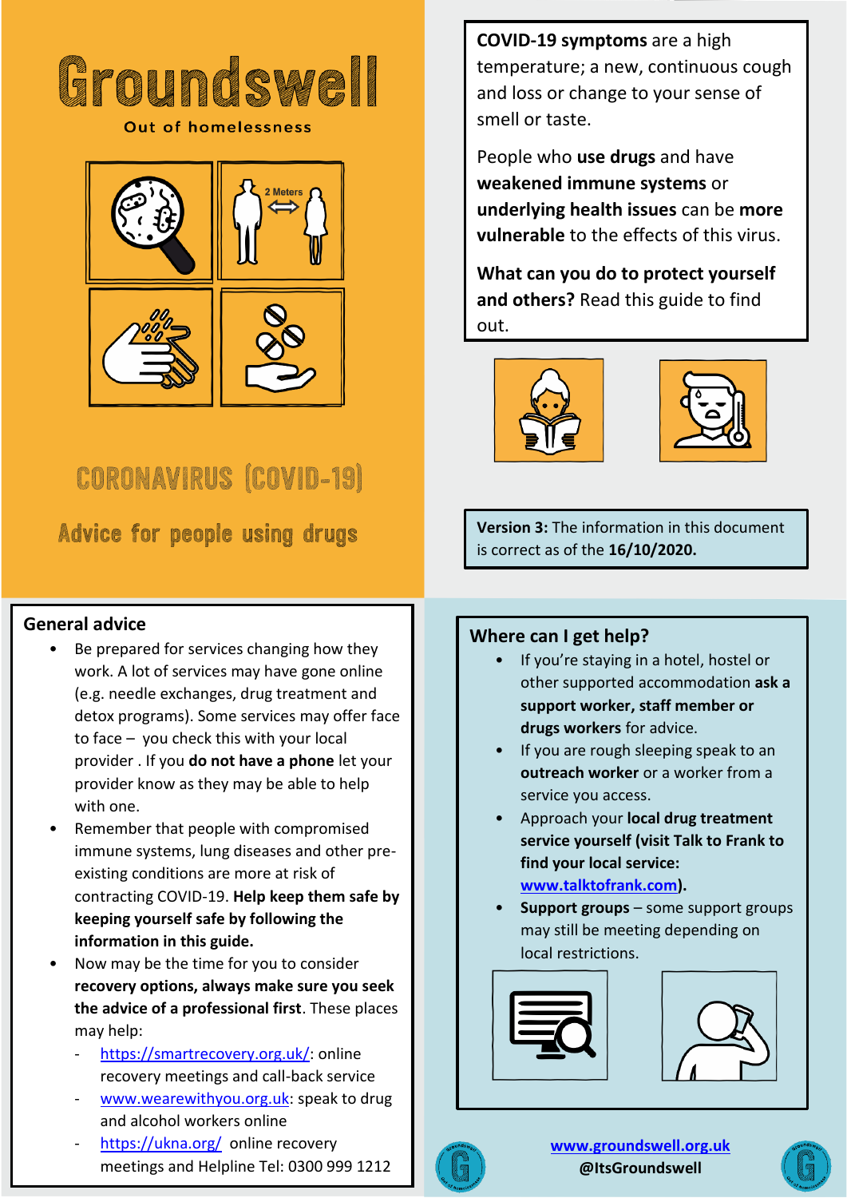# Groundswell

Out of homelessness

## CORONAVIRUS (COVID-19)

## Advice for people using drugs

**COVID-19 symptoms** are a high temperature; a new, continuous cough and loss or change to your sense of smell or taste.

People who **use drugs** and have **weakened immune systems** or **underlying health issues** can be **more vulnerable** to the effects of this virus.

**What can you do to protect yourself and others?** Read this guide to find out.

**Version 3:** The information in this document is correct as of the **16/10/2020.**

## General advice

- Be prepared for services changing how they work. A lot of services may have gone online (e.g. needle exchanges, drug treatment and detox programs). Some services may offer face to face – you check this with your local provider . If you **do not have a phone** let your provider know as they may be able to help with one.
- Remember that people with compromised immune systems, lung diseases and other pre-existing conditions are more at risk of contracting COVID-19. **Help keep them safe by keeping yourself safe by following the information in this guide.**
- Now may be the time for you to consider **recovery options, always make sure you seek the advice of a professional first**. These places may help:
  - https://smartrecovery.org.uk/: online recovery meetings and call-back service
  - www.wearewithyou.org.uk: speak to drug and alcohol workers online
  - https://ukna.org/ online recovery meetings and Helpline Tel: 0300 999 1212

## Where can I get help?

- If you're staying in a hotel, hostel or other supported accommodation **ask a support worker, staff member or drugs workers** for advice.
- If you are rough sleeping speak to an **outreach worker** or a worker from a service you access.
- Approach your **local drug treatment service yourself (visit Talk to Frank to find your local service: www.talktofrank.com).**
- **Support groups** – some support groups may still be meeting depending on local restrictions.

www.groundswell.org.uk
**@ItsGroundswell**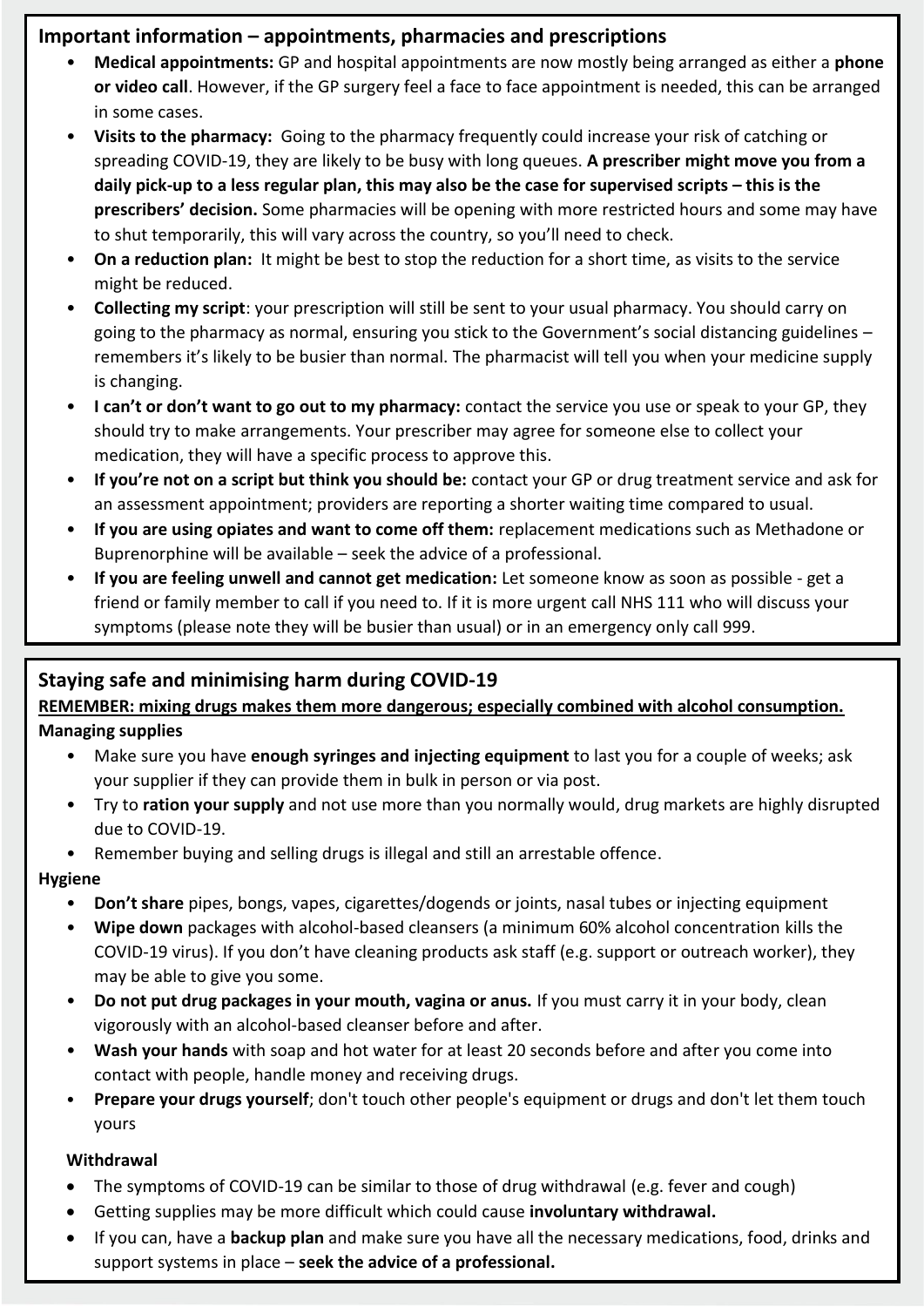## Important information – appointments, pharmacies and prescriptions

- **Medical appointments:** GP and hospital appointments are now mostly being arranged as either a **phone or video call**. However, if the GP surgery feel a face to face appointment is needed, this can be arranged in some cases.
- **Visits to the pharmacy:** Going to the pharmacy frequently could increase your risk of catching or spreading COVID-19, they are likely to be busy with long queues. **A prescriber might move you from a daily pick-up to a less regular plan, this may also be the case for supervised scripts – this is the prescribers' decision.** Some pharmacies will be opening with more restricted hours and some may have to shut temporarily, this will vary across the country, so you'll need to check.
- **On a reduction plan:** It might be best to stop the reduction for a short time, as visits to the service might be reduced.
- **Collecting my script**: your prescription will still be sent to your usual pharmacy. You should carry on going to the pharmacy as normal, ensuring you stick to the Government's social distancing guidelines – remembers it's likely to be busier than normal. The pharmacist will tell you when your medicine supply is changing.
- **I can't or don't want to go out to my pharmacy:** contact the service you use or speak to your GP, they should try to make arrangements. Your prescriber may agree for someone else to collect your medication, they will have a specific process to approve this.
- **If you're not on a script but think you should be:** contact your GP or drug treatment service and ask for an assessment appointment; providers are reporting a shorter waiting time compared to usual.
- **If you are using opiates and want to come off them:** replacement medications such as Methadone or Buprenorphine will be available – seek the advice of a professional.
- **If you are feeling unwell and cannot get medication:** Let someone know as soon as possible - get a friend or family member to call if you need to. If it is more urgent call NHS 111 who will discuss your symptoms (please note they will be busier than usual) or in an emergency only call 999.

## Staying safe and minimising harm during COVID-19

**REMEMBER: mixing drugs makes them more dangerous; especially combined with alcohol consumption.**

**Managing supplies**

- Make sure you have **enough syringes and injecting equipment** to last you for a couple of weeks; ask your supplier if they can provide them in bulk in person or via post.
- Try to **ration your supply** and not use more than you normally would, drug markets are highly disrupted due to COVID-19.
- Remember buying and selling drugs is illegal and still an arrestable offence.

**Hygiene**

- **Don't share** pipes, bongs, vapes, cigarettes/dogends or joints, nasal tubes or injecting equipment
- **Wipe down** packages with alcohol-based cleansers (a minimum 60% alcohol concentration kills the COVID-19 virus). If you don't have cleaning products ask staff (e.g. support or outreach worker), they may be able to give you some.
- **Do not put drug packages in your mouth, vagina or anus.** If you must carry it in your body, clean vigorously with an alcohol-based cleanser before and after.
- **Wash your hands** with soap and hot water for at least 20 seconds before and after you come into contact with people, handle money and receiving drugs.
- **Prepare your drugs yourself**; don't touch other people's equipment or drugs and don't let them touch yours

**Withdrawal**

- The symptoms of COVID-19 can be similar to those of drug withdrawal (e.g. fever and cough)
- Getting supplies may be more difficult which could cause **involuntary withdrawal.**
- If you can, have a **backup plan** and make sure you have all the necessary medications, food, drinks and support systems in place – **seek the advice of a professional.**